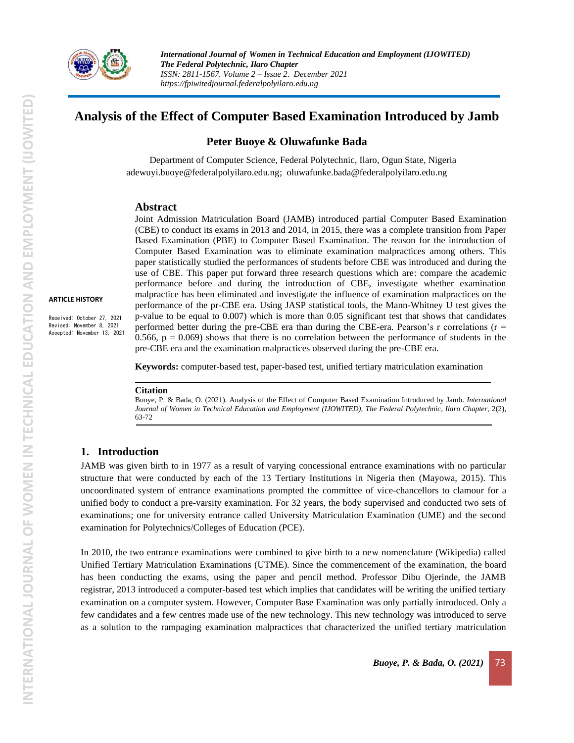# Analysis of the Effect of Computer Based Examination Introduced by Jamb

**Peter Buoye & Oluwafunke Bada**

Department of Computer Science, Federal Polytechnic, Ilaro, Ogun State, Nigeria
adewuyi.buoye@federalpolyilaro.edu.ng; oluwafunke.bada@federalpolyilaro.edu.ng

**ARTICLE HISTORY**

Received: October 27, 2021
Revised: November 8, 2021
Accepted: November 13, 2021

## Abstract

Joint Admission Matriculation Board (JAMB) introduced partial Computer Based Examination (CBE) to conduct its exams in 2013 and 2014, in 2015, there was a complete transition from Paper Based Examination (PBE) to Computer Based Examination. The reason for the introduction of Computer Based Examination was to eliminate examination malpractices among others. This paper statistically studied the performances of students before CBE was introduced and during the use of CBE. This paper put forward three research questions which are: compare the academic performance before and during the introduction of CBE, investigate whether examination malpractice has been eliminated and investigate the influence of examination malpractices on the performance of the pr-CBE era. Using JASP statistical tools, the Mann-Whitney U test gives the p-value to be equal to 0.007) which is more than 0.05 significant test that shows that candidates performed better during the pre-CBE era than during the CBE-era. Pearson's r correlations ($r = 0.566$, $p = 0.069$) shows that there is no correlation between the performance of students in the pre-CBE era and the examination malpractices observed during the pre-CBE era.

**Keywords:** computer-based test, paper-based test, unified tertiary matriculation examination

**Citation**

Buoye, P. & Bada, O. (2021). Analysis of the Effect of Computer Based Examination Introduced by Jamb. *International Journal of Women in Technical Education and Employment (IJOWITED), The Federal Polytechnic, Ilaro Chapter*, 2(2), 63-72

## 1. Introduction

JAMB was given birth to in 1977 as a result of varying concessional entrance examinations with no particular structure that were conducted by each of the 13 Tertiary Institutions in Nigeria then (Mayowa, 2015). This uncoordinated system of entrance examinations prompted the committee of vice-chancellors to clamour for a unified body to conduct a pre-varsity examination. For 32 years, the body supervised and conducted two sets of examinations; one for university entrance called University Matriculation Examination (UME) and the second examination for Polytechnics/Colleges of Education (PCE).

In 2010, the two entrance examinations were combined to give birth to a new nomenclature (Wikipedia) called Unified Tertiary Matriculation Examinations (UTME). Since the commencement of the examination, the board has been conducting the exams, using the paper and pencil method. Professor Dibu Ojerinde, the JAMB registrar, 2013 introduced a computer-based test which implies that candidates will be writing the unified tertiary examination on a computer system. However, Computer Base Examination was only partially introduced. Only a few candidates and a few centres made use of the new technology. This new technology was introduced to serve as a solution to the rampaging examination malpractices that characterized the unified tertiary matriculation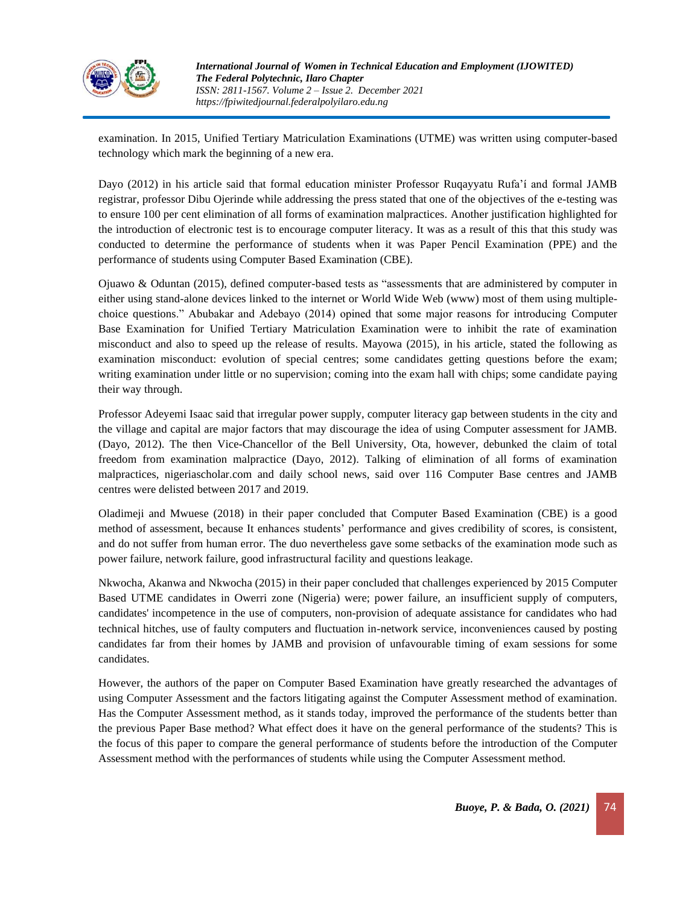examination. In 2015, Unified Tertiary Matriculation Examinations (UTME) was written using computer-based technology which mark the beginning of a new era.

Dayo (2012) in his article said that formal education minister Professor Ruqayyatu Rufa'í and formal JAMB registrar, professor Dibu Ojerinde while addressing the press stated that one of the objectives of the e-testing was to ensure 100 per cent elimination of all forms of examination malpractices. Another justification highlighted for the introduction of electronic test is to encourage computer literacy. It was as a result of this that this study was conducted to determine the performance of students when it was Paper Pencil Examination (PPE) and the performance of students using Computer Based Examination (CBE).

Ojuawo & Oduntan (2015), defined computer-based tests as "assessments that are administered by computer in either using stand-alone devices linked to the internet or World Wide Web (www) most of them using multiple-choice questions." Abubakar and Adebayo (2014) opined that some major reasons for introducing Computer Base Examination for Unified Tertiary Matriculation Examination were to inhibit the rate of examination misconduct and also to speed up the release of results. Mayowa (2015), in his article, stated the following as examination misconduct: evolution of special centres; some candidates getting questions before the exam; writing examination under little or no supervision; coming into the exam hall with chips; some candidate paying their way through.

Professor Adeyemi Isaac said that irregular power supply, computer literacy gap between students in the city and the village and capital are major factors that may discourage the idea of using Computer assessment for JAMB. (Dayo, 2012). The then Vice-Chancellor of the Bell University, Ota, however, debunked the claim of total freedom from examination malpractice (Dayo, 2012). Talking of elimination of all forms of examination malpractices, nigeriascholar.com and daily school news, said over 116 Computer Base centres and JAMB centres were delisted between 2017 and 2019.

Oladimeji and Mwuese (2018) in their paper concluded that Computer Based Examination (CBE) is a good method of assessment, because It enhances students' performance and gives credibility of scores, is consistent, and do not suffer from human error. The duo nevertheless gave some setbacks of the examination mode such as power failure, network failure, good infrastructural facility and questions leakage.

Nkwocha, Akanwa and Nkwocha (2015) in their paper concluded that challenges experienced by 2015 Computer Based UTME candidates in Owerri zone (Nigeria) were; power failure, an insufficient supply of computers, candidates' incompetence in the use of computers, non-provision of adequate assistance for candidates who had technical hitches, use of faulty computers and fluctuation in-network service, inconveniences caused by posting candidates far from their homes by JAMB and provision of unfavourable timing of exam sessions for some candidates.

However, the authors of the paper on Computer Based Examination have greatly researched the advantages of using Computer Assessment and the factors litigating against the Computer Assessment method of examination. Has the Computer Assessment method, as it stands today, improved the performance of the students better than the previous Paper Base method? What effect does it have on the general performance of the students? This is the focus of this paper to compare the general performance of students before the introduction of the Computer Assessment method with the performances of students while using the Computer Assessment method.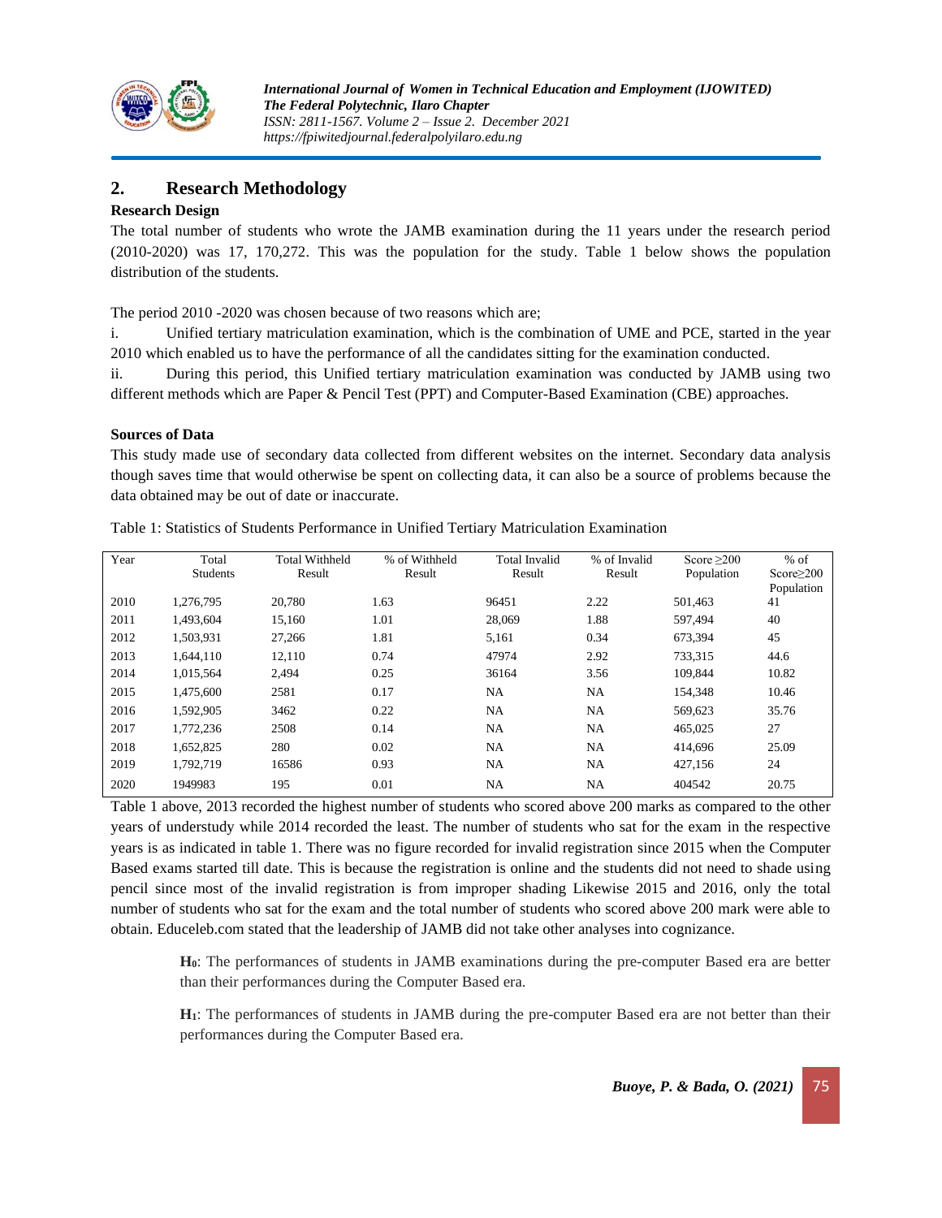## 2. Research Methodology

### Research Design

The total number of students who wrote the JAMB examination during the 11 years under the research period (2010-2020) was 17, 170,272. This was the population for the study. Table 1 below shows the population distribution of the students.

The period 2010 -2020 was chosen because of two reasons which are;

i. Unified tertiary matriculation examination, which is the combination of UME and PCE, started in the year 2010 which enabled us to have the performance of all the candidates sitting for the examination conducted.

ii. During this period, this Unified tertiary matriculation examination was conducted by JAMB using two different methods which are Paper & Pencil Test (PPT) and Computer-Based Examination (CBE) approaches.

### Sources of Data

This study made use of secondary data collected from different websites on the internet. Secondary data analysis though saves time that would otherwise be spent on collecting data, it can also be a source of problems because the data obtained may be out of date or inaccurate.

Table 1: Statistics of Students Performance in Unified Tertiary Matriculation Examination

| Year | Total Students | Total Withheld Result | % of Withheld Result | Total Invalid Result | % of Invalid Result | Score ≥200 Population | % of Score≥200 Population |
|---|---|---|---|---|---|---|---|
| 2010 | 1,276,795 | 20,780 | 1.63 | 96451 | 2.22 | 501,463 | 41 |
| 2011 | 1,493,604 | 15,160 | 1.01 | 28,069 | 1.88 | 597,494 | 40 |
| 2012 | 1,503,931 | 27,266 | 1.81 | 5,161 | 0.34 | 673,394 | 45 |
| 2013 | 1,644,110 | 12,110 | 0.74 | 47974 | 2.92 | 733,315 | 44.6 |
| 2014 | 1,015,564 | 2,494 | 0.25 | 36164 | 3.56 | 109,844 | 10.82 |
| 2015 | 1,475,600 | 2581 | 0.17 | NA | NA | 154,348 | 10.46 |
| 2016 | 1,592,905 | 3462 | 0.22 | NA | NA | 569,623 | 35.76 |
| 2017 | 1,772,236 | 2508 | 0.14 | NA | NA | 465,025 | 27 |
| 2018 | 1,652,825 | 280 | 0.02 | NA | NA | 414,696 | 25.09 |
| 2019 | 1,792,719 | 16586 | 0.93 | NA | NA | 427,156 | 24 |
| 2020 | 1949983 | 195 | 0.01 | NA | NA | 404542 | 20.75 |

Table 1 above, 2013 recorded the highest number of students who scored above 200 marks as compared to the other years of understudy while 2014 recorded the least. The number of students who sat for the exam in the respective years is as indicated in table 1. There was no figure recorded for invalid registration since 2015 when the Computer Based exams started till date. This is because the registration is online and the students did not need to shade using pencil since most of the invalid registration is from improper shading Likewise 2015 and 2016, only the total number of students who sat for the exam and the total number of students who scored above 200 mark were able to obtain. Educeleb.com stated that the leadership of JAMB did not take other analyses into cognizance.

> **$H_0$**: The performances of students in JAMB examinations during the pre-computer Based era are better than their performances during the Computer Based era.
>
> **$H_1$**: The performances of students in JAMB during the pre-computer Based era are not better than their performances during the Computer Based era.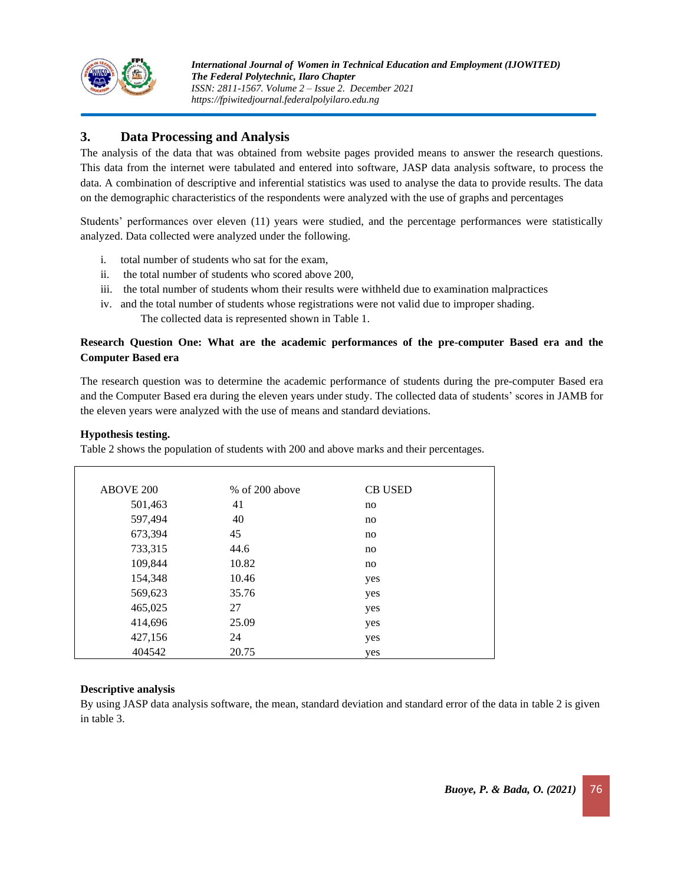## 3. Data Processing and Analysis

The analysis of the data that was obtained from website pages provided means to answer the research questions. This data from the internet were tabulated and entered into software, JASP data analysis software, to process the data. A combination of descriptive and inferential statistics was used to analyse the data to provide results. The data on the demographic characteristics of the respondents were analyzed with the use of graphs and percentages

Students' performances over eleven (11) years were studied, and the percentage performances were statistically analyzed. Data collected were analyzed under the following.

i. total number of students who sat for the exam,
ii. the total number of students who scored above 200,
iii. the total number of students whom their results were withheld due to examination malpractices
iv. and the total number of students whose registrations were not valid due to improper shading.

The collected data is represented shown in Table 1.

**Research Question One: What are the academic performances of the pre-computer Based era and the Computer Based era**

The research question was to determine the academic performance of students during the pre-computer Based era and the Computer Based era during the eleven years under study. The collected data of students' scores in JAMB for the eleven years were analyzed with the use of means and standard deviations.

**Hypothesis testing.**

Table 2 shows the population of students with 200 and above marks and their percentages.

| ABOVE 200 | % of 200 above | CB USED |
|---|---|---|
| 501,463 | 41 | no |
| 597,494 | 40 | no |
| 673,394 | 45 | no |
| 733,315 | 44.6 | no |
| 109,844 | 10.82 | no |
| 154,348 | 10.46 | yes |
| 569,623 | 35.76 | yes |
| 465,025 | 27 | yes |
| 414,696 | 25.09 | yes |
| 427,156 | 24 | yes |
| 404542 | 20.75 | yes |

**Descriptive analysis**

By using JASP data analysis software, the mean, standard deviation and standard error of the data in table 2 is given in table 3.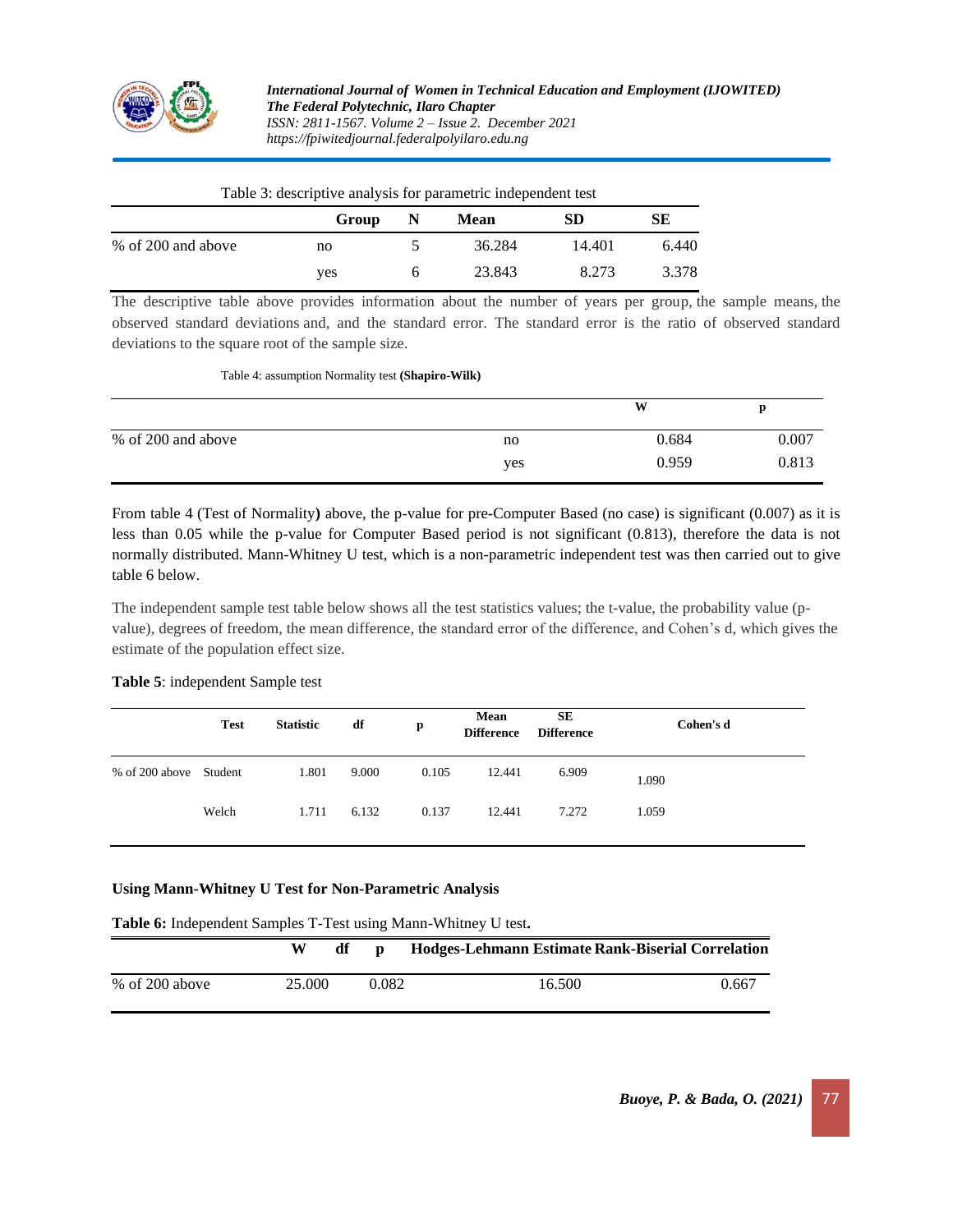Table 3: descriptive analysis for parametric independent test

| | Group | N | Mean | SD | SE |
|---|---|---|---|---|---|
| % of 200 and above | no | 5 | 36.284 | 14.401 | 6.440 |
| | yes | 6 | 23.843 | 8.273 | 3.378 |

The descriptive table above provides information about the number of years per group, the sample means, the observed standard deviations and, and the standard error. The standard error is the ratio of observed standard deviations to the square root of the sample size.

Table 4: assumption Normality test **(Shapiro-Wilk)**

| | | W | p |
|---|---|---|---|
| % of 200 and above | no | 0.684 | 0.007 |
| | yes | 0.959 | 0.813 |

From table 4 (Test of Normality**)** above, the p-value for pre-Computer Based (no case) is significant (0.007) as it is less than 0.05 while the p-value for Computer Based period is not significant (0.813), therefore the data is not normally distributed. Mann-Whitney U test, which is a non-parametric independent test was then carried out to give table 6 below.

The independent sample test table below shows all the test statistics values; the t-value, the probability value (p-value), degrees of freedom, the mean difference, the standard error of the difference, and Cohen's d, which gives the estimate of the population effect size.

**Table 5**: independent Sample test

| | Test | Statistic | df | p | Mean Difference | SE Difference | Cohen's d |
|---|---|---|---|---|---|---|---|
| % of 200 above | Student | 1.801 | 9.000 | 0.105 | 12.441 | 6.909 | 1.090 |
| | Welch | 1.711 | 6.132 | 0.137 | 12.441 | 7.272 | 1.059 |

**Using Mann-Whitney U Test for Non-Parametric Analysis**

**Table 6:** Independent Samples T-Test using Mann-Whitney U test**.**

| | W | df | p | Hodges-Lehmann Estimate | Rank-Biserial Correlation |
|---|---|---|---|---|---|
| % of 200 above | 25.000 | | 0.082 | 16.500 | 0.667 |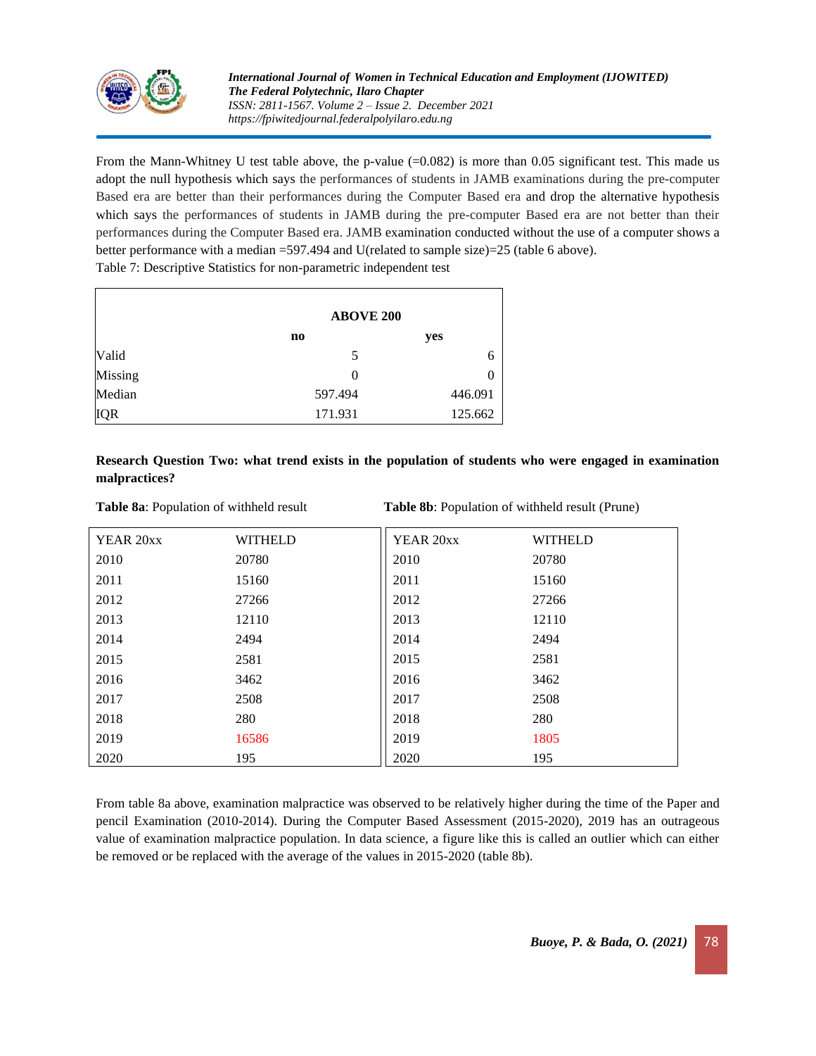From the Mann-Whitney U test table above, the p-value (=0.082) is more than 0.05 significant test. This made us adopt the null hypothesis which says the performances of students in JAMB examinations during the pre-computer Based era are better than their performances during the Computer Based era and drop the alternative hypothesis which says the performances of students in JAMB during the pre-computer Based era are not better than their performances during the Computer Based era. JAMB examination conducted without the use of a computer shows a better performance with a median =597.494 and U(related to sample size)=25 (table 6 above).

Table 7: Descriptive Statistics for non-parametric independent test

| | **ABOVE 200** | |
|---|---|---|
| | **no** | **yes** |
| Valid | 5 | 6 |
| Missing | 0 | 0 |
| Median | 597.494 | 446.091 |
| IQR | 171.931 | 125.662 |

**Research Question Two: what trend exists in the population of students who were engaged in examination malpractices?**

**Table 8a**: Population of withheld result

| YEAR 20xx | WITHELD |
|---|---|
| 2010 | 20780 |
| 2011 | 15160 |
| 2012 | 27266 |
| 2013 | 12110 |
| 2014 | 2494 |
| 2015 | 2581 |
| 2016 | 3462 |
| 2017 | 2508 |
| 2018 | 280 |
| 2019 | 16586 |
| 2020 | 195 |

**Table 8b**: Population of withheld result (Prune)

| YEAR 20xx | WITHELD |
|---|---|
| 2010 | 20780 |
| 2011 | 15160 |
| 2012 | 27266 |
| 2013 | 12110 |
| 2014 | 2494 |
| 2015 | 2581 |
| 2016 | 3462 |
| 2017 | 2508 |
| 2018 | 280 |
| 2019 | 1805 |
| 2020 | 195 |

From table 8a above, examination malpractice was observed to be relatively higher during the time of the Paper and pencil Examination (2010-2014). During the Computer Based Assessment (2015-2020), 2019 has an outrageous value of examination malpractice population. In data science, a figure like this is called an outlier which can either be removed or be replaced with the average of the values in 2015-2020 (table 8b).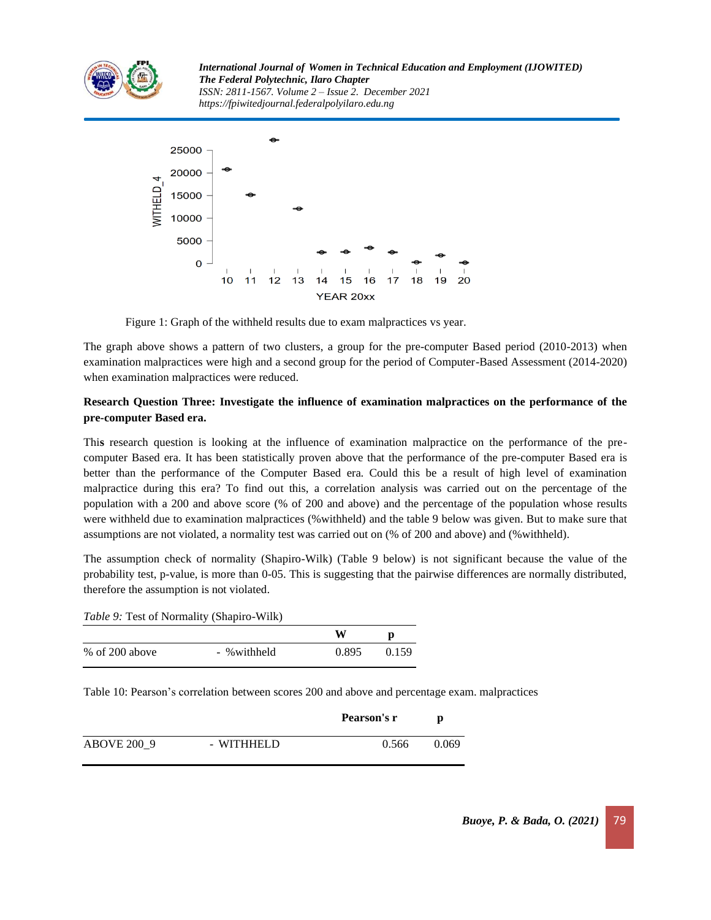Figure 1: Graph of the withheld results due to exam malpractices vs year.

The graph above shows a pattern of two clusters, a group for the pre-computer Based period (2010-2013) when examination malpractices were high and a second group for the period of Computer-Based Assessment (2014-2020) when examination malpractices were reduced.

**Research Question Three: Investigate the influence of examination malpractices on the performance of the pre-computer Based era.**

This research question is looking at the influence of examination malpractice on the performance of the pre-computer Based era. It has been statistically proven above that the performance of the pre-computer Based era is better than the performance of the Computer Based era. Could this be a result of high level of examination malpractice during this era? To find out this, a correlation analysis was carried out on the percentage of the population with a 200 and above score (% of 200 and above) and the percentage of the population whose results were withheld due to examination malpractices (%withheld) and the table 9 below was given. But to make sure that assumptions are not violated, a normality test was carried out on (% of 200 and above) and (%withheld).

The assumption check of normality (Shapiro-Wilk) (Table 9 below) is not significant because the value of the probability test, p-value, is more than 0-05. This is suggesting that the pairwise differences are normally distributed, therefore the assumption is not violated.

*Table 9:* Test of Normality (Shapiro-Wilk)

| | | W | p |
|---|---|---|---|
| % of 200 above | - %withheld | 0.895 | 0.159 |

Table 10: Pearson's correlation between scores 200 and above and percentage exam. malpractices

| | | Pearson's r | p |
|---|---|---|---|
| ABOVE 200_9 | - WITHHELD | 0.566 | 0.069 |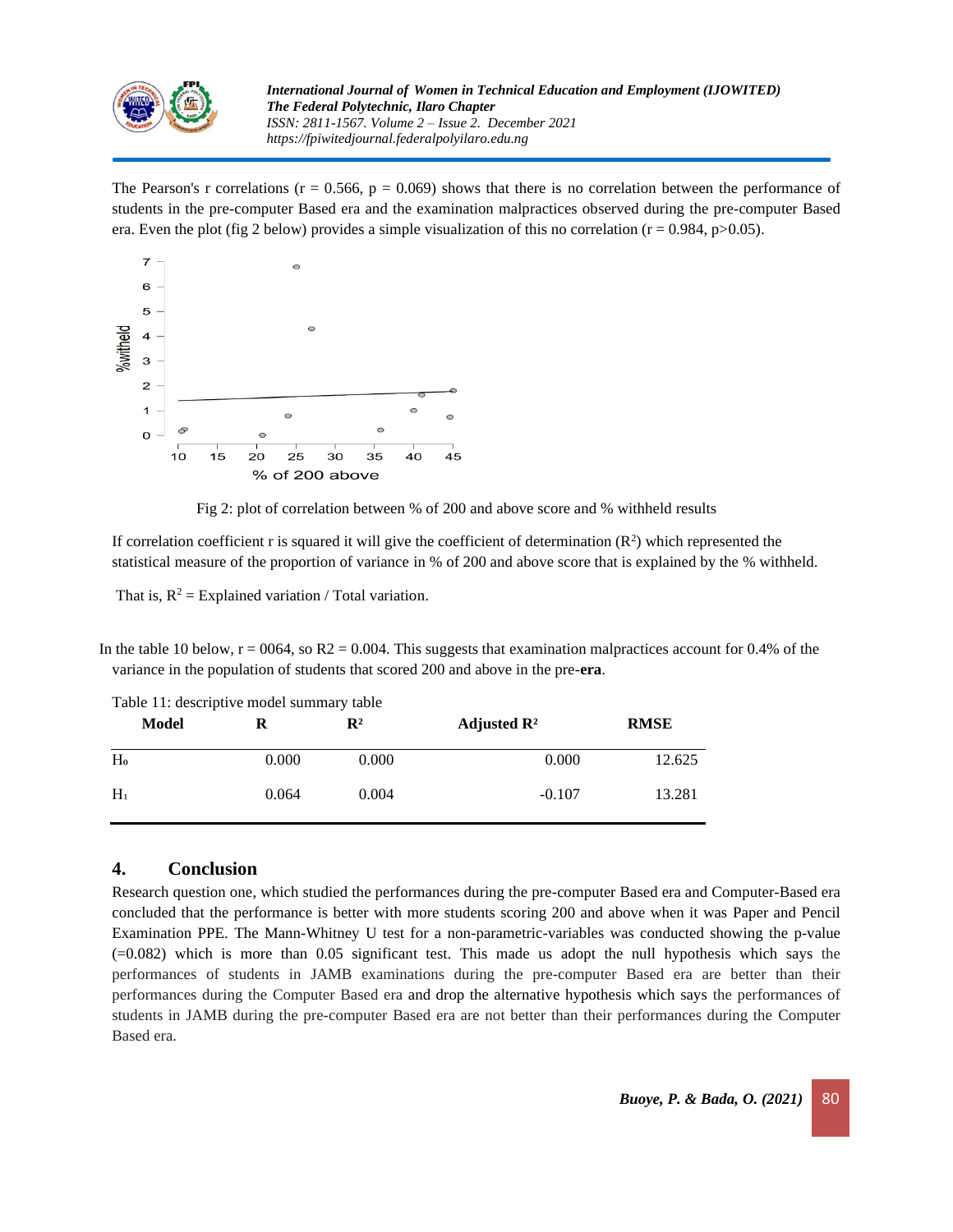The Pearson's r correlations ($r = 0.566$, $p = 0.069$) shows that there is no correlation between the performance of students in the pre-computer Based era and the examination malpractices observed during the pre-computer Based era. Even the plot (fig 2 below) provides a simple visualization of this no correlation ($r = 0.984$, $p>0.05$).

Fig 2: plot of correlation between % of 200 and above score and % withheld results

If correlation coefficient r is squared it will give the coefficient of determination ($R^2$) which represented the statistical measure of the proportion of variance in % of 200 and above score that is explained by the % withheld.

That is, $R^2$ = Explained variation / Total variation.

In the table 10 below, r = 0064, so R2 = 0.004. This suggests that examination malpractices account for 0.4% of the variance in the population of students that scored 200 and above in the pre-**era**.

Table 11: descriptive model summary table

| Model | R | $R^2$ | Adjusted $R^2$ | RMSE |
|---|---|---|---|---|
| $H_0$ | 0.000 | 0.000 | 0.000 | 12.625 |
| $H_1$ | 0.064 | 0.004 | -0.107 | 13.281 |

## 4. Conclusion

Research question one, which studied the performances during the pre-computer Based era and Computer-Based era concluded that the performance is better with more students scoring 200 and above when it was Paper and Pencil Examination PPE. The Mann-Whitney U test for a non-parametric-variables was conducted showing the p-value (=0.082) which is more than 0.05 significant test. This made us adopt the null hypothesis which says the performances of students in JAMB examinations during the pre-computer Based era are better than their performances during the Computer Based era and drop the alternative hypothesis which says the performances of students in JAMB during the pre-computer Based era are not better than their performances during the Computer Based era.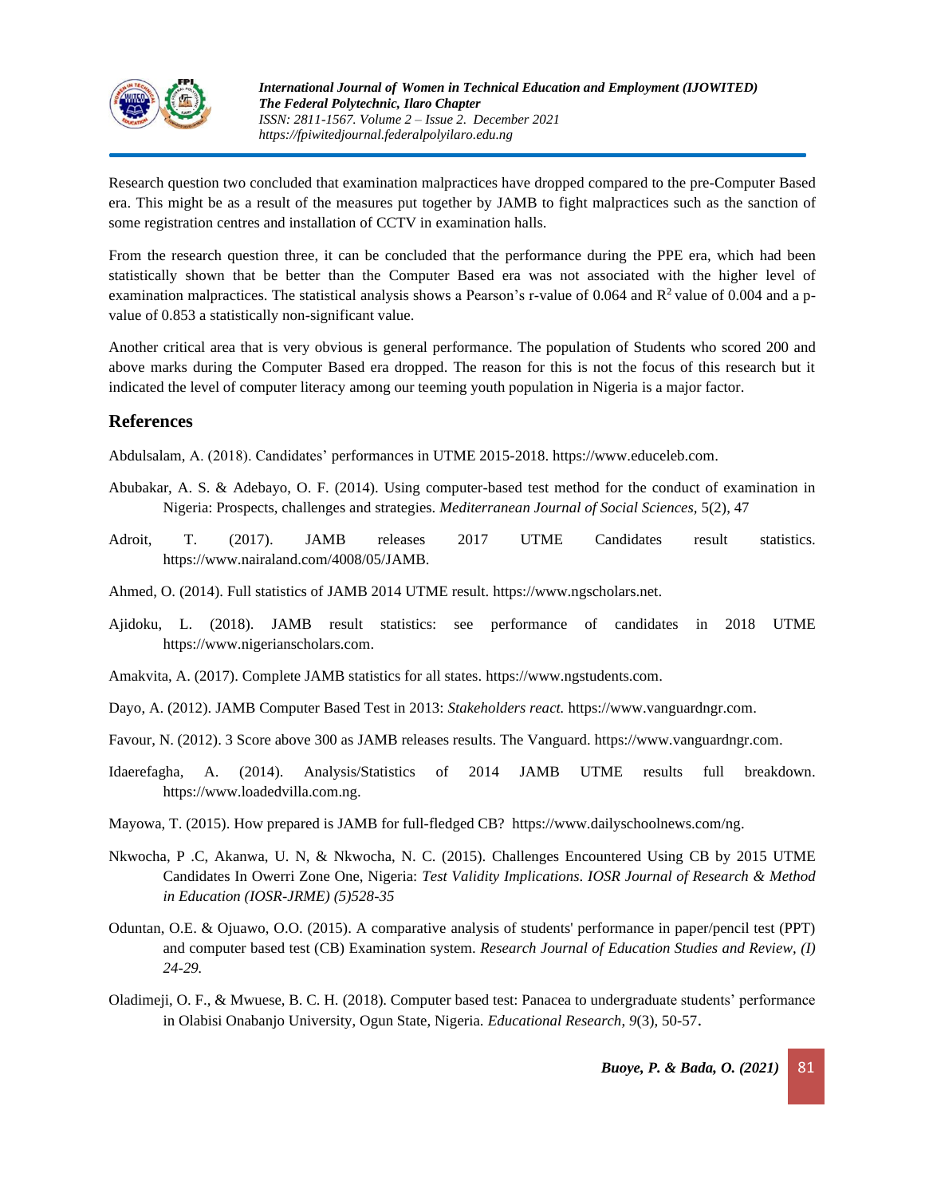Research question two concluded that examination malpractices have dropped compared to the pre-Computer Based era. This might be as a result of the measures put together by JAMB to fight malpractices such as the sanction of some registration centres and installation of CCTV in examination halls.

From the research question three, it can be concluded that the performance during the PPE era, which had been statistically shown that be better than the Computer Based era was not associated with the higher level of examination malpractices. The statistical analysis shows a Pearson's r-value of 0.064 and $R^2$ value of 0.004 and a p-value of 0.853 a statistically non-significant value.

Another critical area that is very obvious is general performance. The population of Students who scored 200 and above marks during the Computer Based era dropped. The reason for this is not the focus of this research but it indicated the level of computer literacy among our teeming youth population in Nigeria is a major factor.

## References

Abdulsalam, A. (2018). Candidates' performances in UTME 2015-2018. https://www.educeleb.com.

Abubakar, A. S. & Adebayo, O. F. (2014). Using computer-based test method for the conduct of examination in Nigeria: Prospects, challenges and strategies. *Mediterranean Journal of Social Sciences*, 5(2), 47

Adroit, T. (2017). JAMB releases 2017 UTME Candidates result statistics. https://www.nairaland.com/4008/05/JAMB.

Ahmed, O. (2014). Full statistics of JAMB 2014 UTME result. https://www.ngscholars.net.

Ajidoku, L. (2018). JAMB result statistics: see performance of candidates in 2018 UTME https://www.nigerianscholars.com.

Amakvita, A. (2017). Complete JAMB statistics for all states. https://www.ngstudents.com.

Dayo, A. (2012). JAMB Computer Based Test in 2013: *Stakeholders react.* https://www.vanguardngr.com.

Favour, N. (2012). 3 Score above 300 as JAMB releases results. The Vanguard. https://www.vanguardngr.com.

Idaerefagha, A. (2014). Analysis/Statistics of 2014 JAMB UTME results full breakdown. https://www.loadedvilla.com.ng.

Mayowa, T. (2015). How prepared is JAMB for full-fledged CB? https://www.dailyschoolnews.com/ng.

Nkwocha, P .C, Akanwa, U. N, & Nkwocha, N. C. (2015). Challenges Encountered Using CB by 2015 UTME Candidates In Owerri Zone One, Nigeria: *Test Validity Implications*. *IOSR Journal of Research & Method in Education (IOSR-JRME) (5)528-35*

Oduntan, O.E. & Ojuawo, O.O. (2015). A comparative analysis of students' performance in paper/pencil test (PPT) and computer based test (CB) Examination system. *Research Journal of Education Studies and Review, (I) 24-29.*

Oladimeji, O. F., & Mwuese, B. C. H. (2018). Computer based test: Panacea to undergraduate students' performance in Olabisi Onabanjo University, Ogun State, Nigeria. *Educational Research*, *9*(3), 50-57.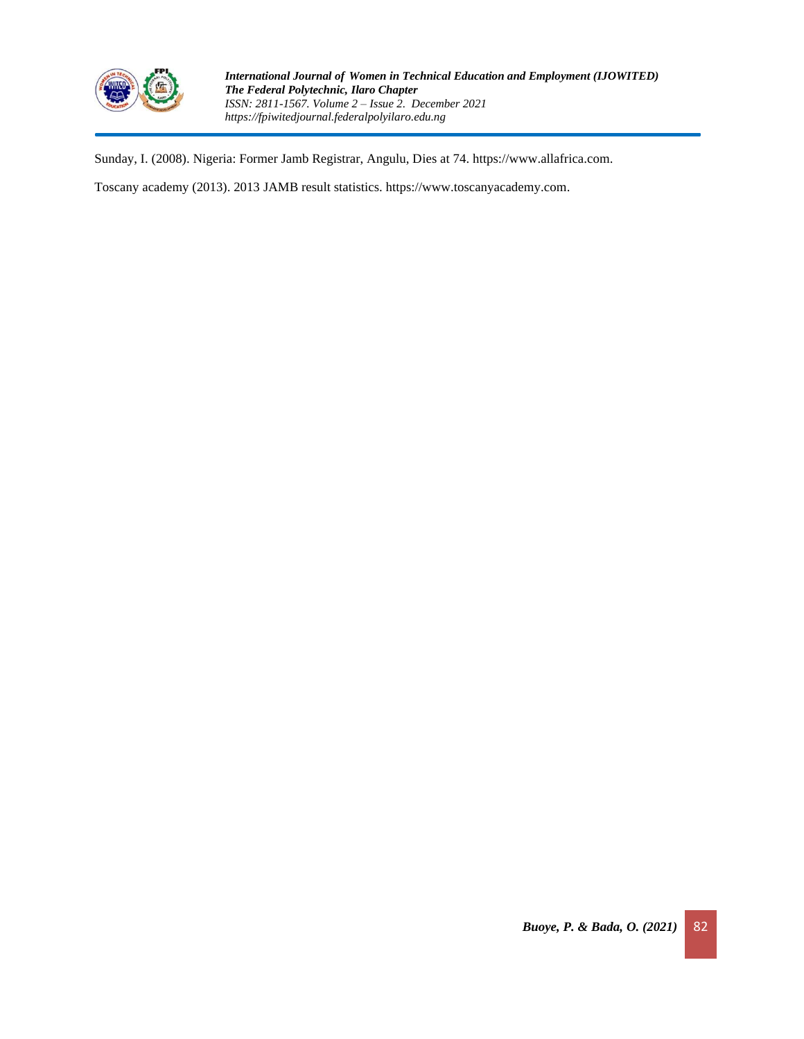Sunday, I. (2008). Nigeria: Former Jamb Registrar, Angulu, Dies at 74. https://www.allafrica.com.

Toscany academy (2013). 2013 JAMB result statistics. https://www.toscanyacademy.com.